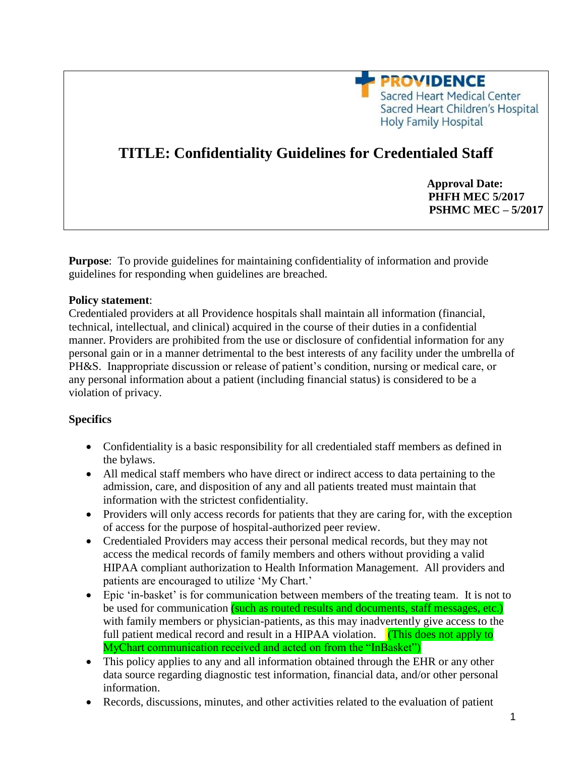PROVIDENCE
Sacred Heart Medical Center
Sacred Heart Children's Hospital
Holy Family Hospital

# TITLE: Confidentiality Guidelines for Credentialed Staff

**Approval Date:**
**PHFH MEC 5/2017**
**PSHMC MEC – 5/2017**

**Purpose**: To provide guidelines for maintaining confidentiality of information and provide guidelines for responding when guidelines are breached.

**Policy statement**:
Credentialed providers at all Providence hospitals shall maintain all information (financial, technical, intellectual, and clinical) acquired in the course of their duties in a confidential manner. Providers are prohibited from the use or disclosure of confidential information for any personal gain or in a manner detrimental to the best interests of any facility under the umbrella of PH&S. Inappropriate discussion or release of patient's condition, nursing or medical care, or any personal information about a patient (including financial status) is considered to be a violation of privacy.

**Specifics**

- Confidentiality is a basic responsibility for all credentialed staff members as defined in the bylaws.
- All medical staff members who have direct or indirect access to data pertaining to the admission, care, and disposition of any and all patients treated must maintain that information with the strictest confidentiality.
- Providers will only access records for patients that they are caring for, with the exception of access for the purpose of hospital-authorized peer review.
- Credentialed Providers may access their personal medical records, but they may not access the medical records of family members and others without providing a valid HIPAA compliant authorization to Health Information Management. All providers and patients are encouraged to utilize 'My Chart.'
- Epic 'in-basket' is for communication between members of the treating team. It is not to be used for communication (such as routed results and documents, staff messages, etc.) with family members or physician-patients, as this may inadvertently give access to the full patient medical record and result in a HIPAA violation. (This does not apply to MyChart communication received and acted on from the "InBasket")
- This policy applies to any and all information obtained through the EHR or any other data source regarding diagnostic test information, financial data, and/or other personal information.
- Records, discussions, minutes, and other activities related to the evaluation of patient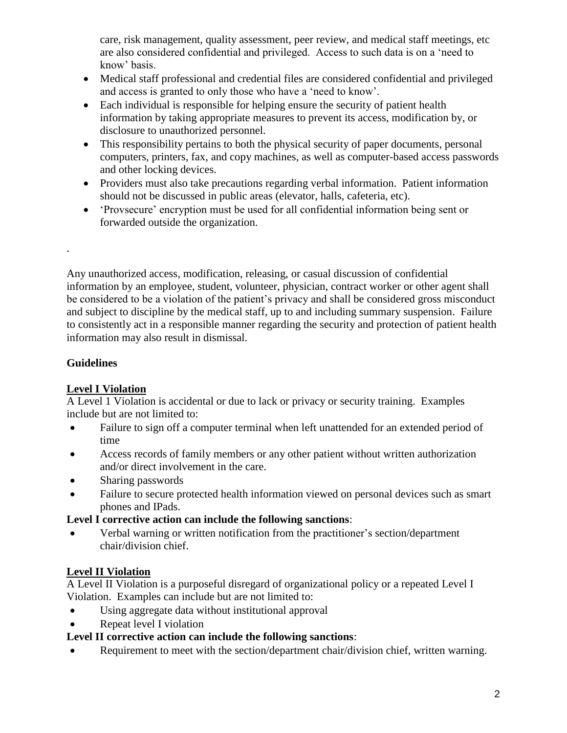care, risk management, quality assessment, peer review, and medical staff meetings, etc are also considered confidential and privileged. Access to such data is on a 'need to know' basis.

- Medical staff professional and credential files are considered confidential and privileged and access is granted to only those who have a 'need to know'.
- Each individual is responsible for helping ensure the security of patient health information by taking appropriate measures to prevent its access, modification by, or disclosure to unauthorized personnel.
- This responsibility pertains to both the physical security of paper documents, personal computers, printers, fax, and copy machines, as well as computer-based access passwords and other locking devices.
- Providers must also take precautions regarding verbal information. Patient information should not be discussed in public areas (elevator, halls, cafeteria, etc).
- 'Provsecure' encryption must be used for all confidential information being sent or forwarded outside the organization.

.

Any unauthorized access, modification, releasing, or casual discussion of confidential information by an employee, student, volunteer, physician, contract worker or other agent shall be considered to be a violation of the patient's privacy and shall be considered gross misconduct and subject to discipline by the medical staff, up to and including summary suspension. Failure to consistently act in a responsible manner regarding the security and protection of patient health information may also result in dismissal.

**Guidelines**

**Level I Violation**

A Level 1 Violation is accidental or due to lack or privacy or security training. Examples include but are not limited to:

- Failure to sign off a computer terminal when left unattended for an extended period of time
- Access records of family members or any other patient without written authorization and/or direct involvement in the care.
- Sharing passwords
- Failure to secure protected health information viewed on personal devices such as smart phones and IPads.

**Level I corrective action can include the following sanctions**:

- Verbal warning or written notification from the practitioner's section/department chair/division chief.

**Level II Violation**

A Level II Violation is a purposeful disregard of organizational policy or a repeated Level I Violation. Examples can include but are not limited to:

- Using aggregate data without institutional approval
- Repeat level I violation

**Level II corrective action can include the following sanctions**:

- Requirement to meet with the section/department chair/division chief, written warning.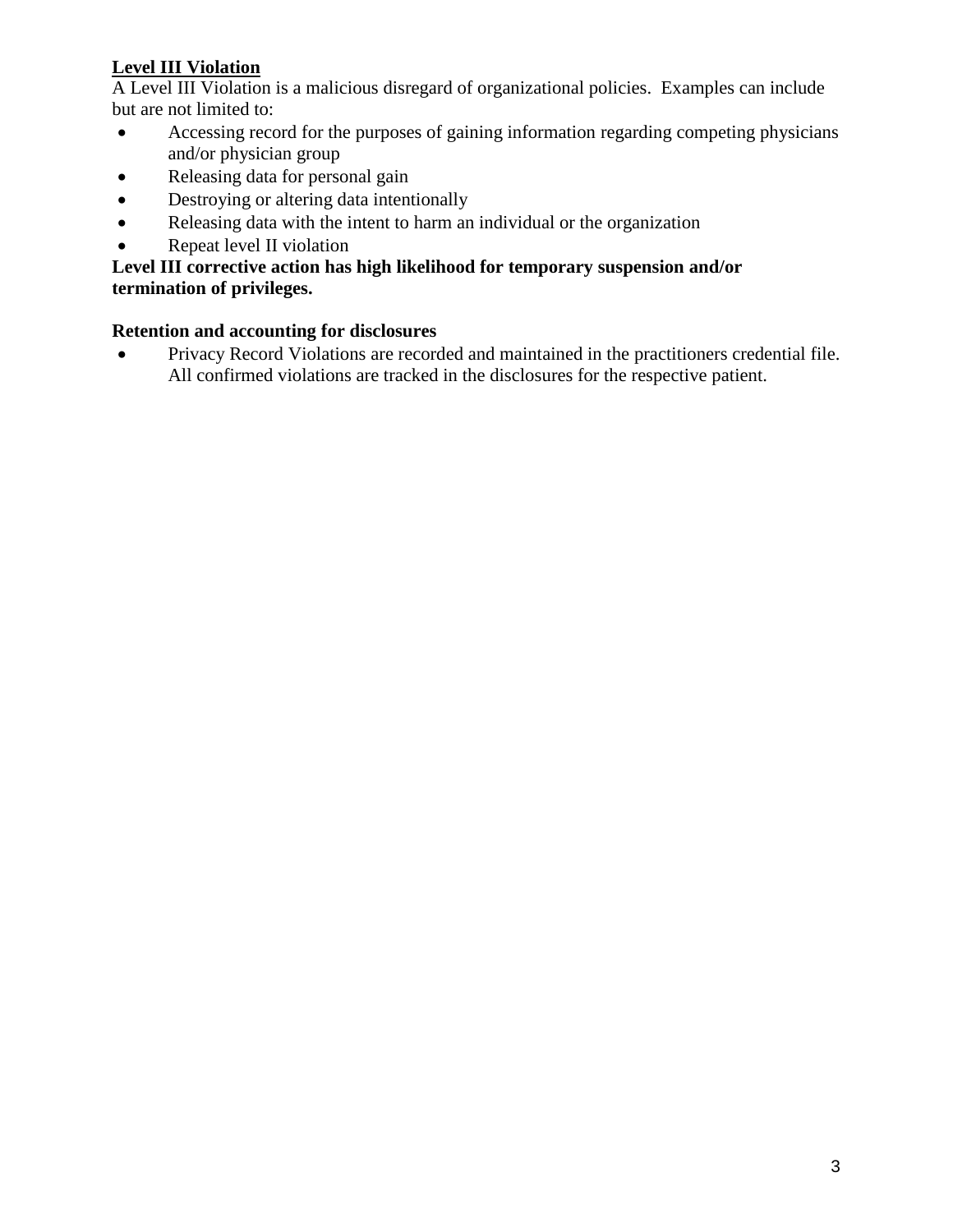**<u>Level III Violation</u>**

A Level III Violation is a malicious disregard of organizational policies. Examples can include but are not limited to:

- Accessing record for the purposes of gaining information regarding competing physicians and/or physician group
- Releasing data for personal gain
- Destroying or altering data intentionally
- Releasing data with the intent to harm an individual or the organization
- Repeat level II violation

**Level III corrective action has high likelihood for temporary suspension and/or termination of privileges.**

**Retention and accounting for disclosures**

- Privacy Record Violations are recorded and maintained in the practitioners credential file. All confirmed violations are tracked in the disclosures for the respective patient.